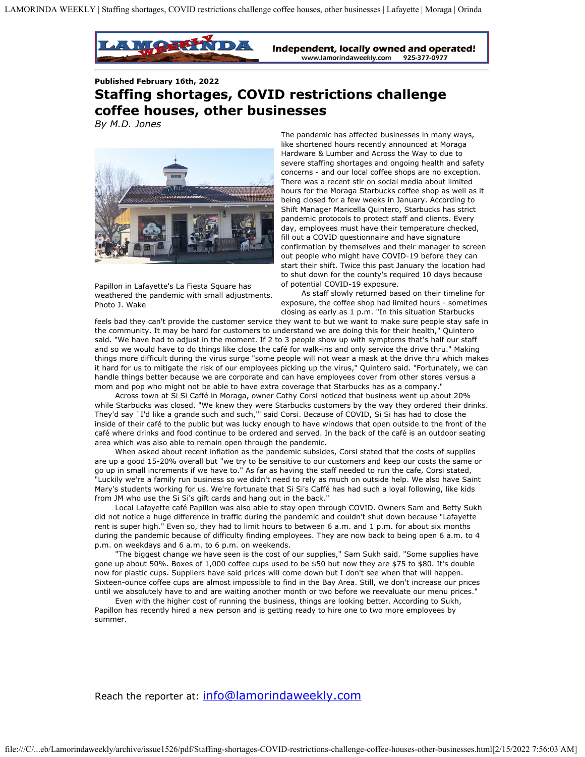Published February 16th, 2022

# Staffing shortages, COVID restrictions challenge coffee houses, other businesses

*By M.D. Jones*

Papillon in Lafayette's La Fiesta Square has weathered the pandemic with small adjustments. Photo J. Wake

The pandemic has affected businesses in many ways, like shortened hours recently announced at Moraga Hardware & Lumber and Across the Way to due to severe staffing shortages and ongoing health and safety concerns - and our local coffee shops are no exception. There was a recent stir on social media about limited hours for the Moraga Starbucks coffee shop as well as it being closed for a few weeks in January. According to Shift Manager Maricella Quintero, Starbucks has strict pandemic protocols to protect staff and clients. Every day, employees must have their temperature checked, fill out a COVID questionnaire and have signature confirmation by themselves and their manager to screen out people who might have COVID-19 before they can start their shift. Twice this past January the location had to shut down for the county's required 10 days because of potential COVID-19 exposure.

As staff slowly returned based on their timeline for exposure, the coffee shop had limited hours - sometimes closing as early as 1 p.m. "In this situation Starbucks feels bad they can't provide the customer service they want to but we want to make sure people stay safe in the community. It may be hard for customers to understand we are doing this for their health," Quintero said. "We have had to adjust in the moment. If 2 to 3 people show up with symptoms that's half our staff and so we would have to do things like close the café for walk-ins and only service the drive thru." Making things more difficult during the virus surge "some people will not wear a mask at the drive thru which makes it hard for us to mitigate the risk of our employees picking up the virus," Quintero said. "Fortunately, we can handle things better because we are corporate and can have employees cover from other stores versus a mom and pop who might not be able to have extra coverage that Starbucks has as a company."

Across town at Si Si Caffé in Moraga, owner Cathy Corsi noticed that business went up about 20% while Starbucks was closed. "We knew they were Starbucks customers by the way they ordered their drinks. They'd say `I'd like a grande such and such,'" said Corsi. Because of COVID, Si Si has had to close the inside of their café to the public but was lucky enough to have windows that open outside to the front of the café where drinks and food continue to be ordered and served. In the back of the café is an outdoor seating area which was also able to remain open through the pandemic.

When asked about recent inflation as the pandemic subsides, Corsi stated that the costs of supplies are up a good 15-20% overall but "we try to be sensitive to our customers and keep our costs the same or go up in small increments if we have to." As far as having the staff needed to run the cafe, Corsi stated, "Luckily we're a family run business so we didn't need to rely as much on outside help. We also have Saint Mary's students working for us. We're fortunate that Si Si's Caffé has had such a loyal following, like kids from JM who use the Si Si's gift cards and hang out in the back."

Local Lafayette café Papillon was also able to stay open through COVID. Owners Sam and Betty Sukh did not notice a huge difference in traffic during the pandemic and couldn't shut down because "Lafayette rent is super high." Even so, they had to limit hours to between 6 a.m. and 1 p.m. for about six months during the pandemic because of difficulty finding employees. They are now back to being open 6 a.m. to 4 p.m. on weekdays and 6 a.m. to 6 p.m. on weekends.

"The biggest change we have seen is the cost of our supplies," Sam Sukh said. "Some supplies have gone up about 50%. Boxes of 1,000 coffee cups used to be $50 but now they are $75 to $80. It's double now for plastic cups. Suppliers have said prices will come down but I don't see when that will happen. Sixteen-ounce coffee cups are almost impossible to find in the Bay Area. Still, we don't increase our prices until we absolutely have to and are waiting another month or two before we reevaluate our menu prices."

Even with the higher cost of running the business, things are looking better. According to Sukh, Papillon has recently hired a new person and is getting ready to hire one to two more employees by summer.

Reach the reporter at: [info@lamorindaweekly.com](mailto:info@lamorindaweekly.com)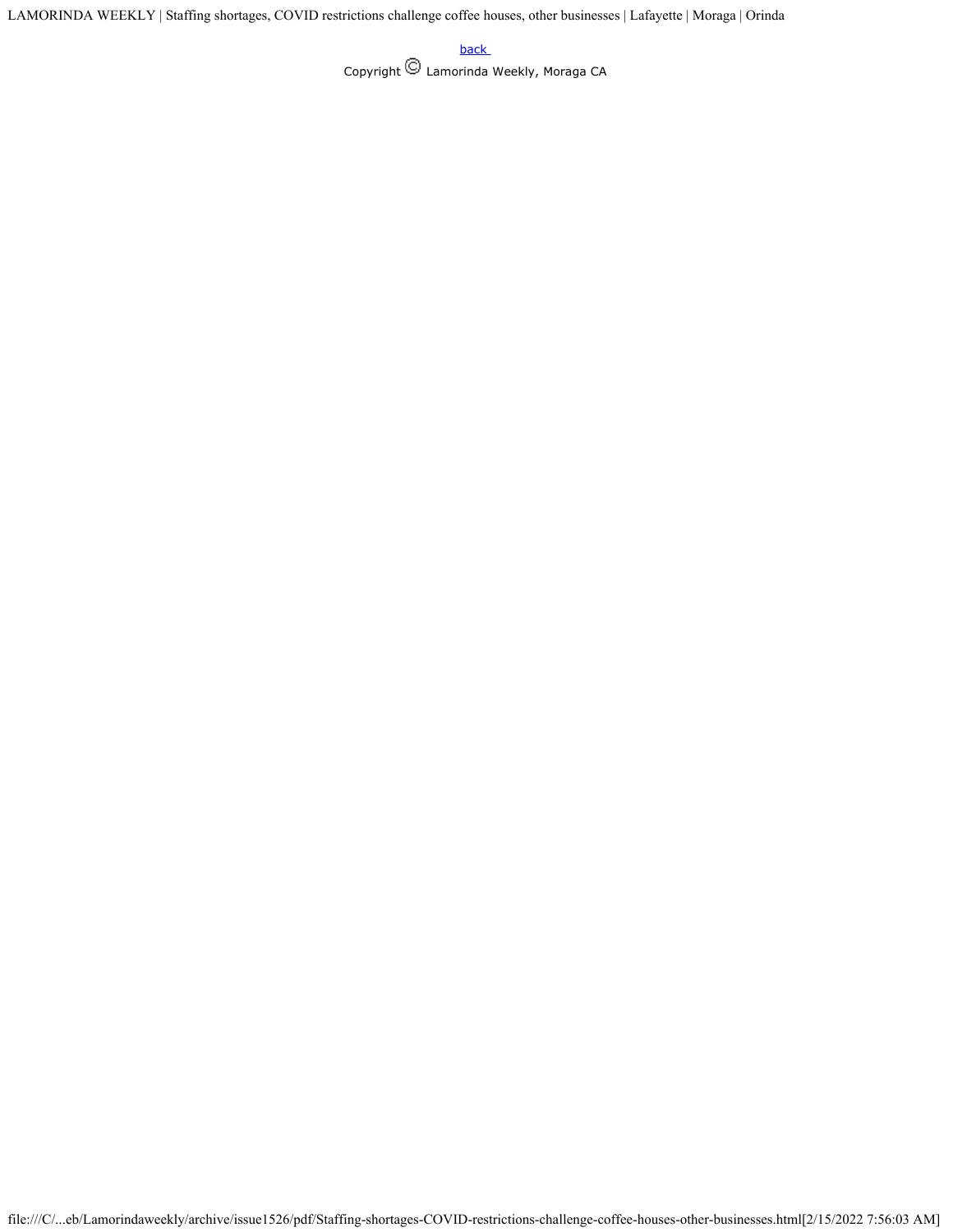back

Copyright © Lamorinda Weekly, Moraga CA